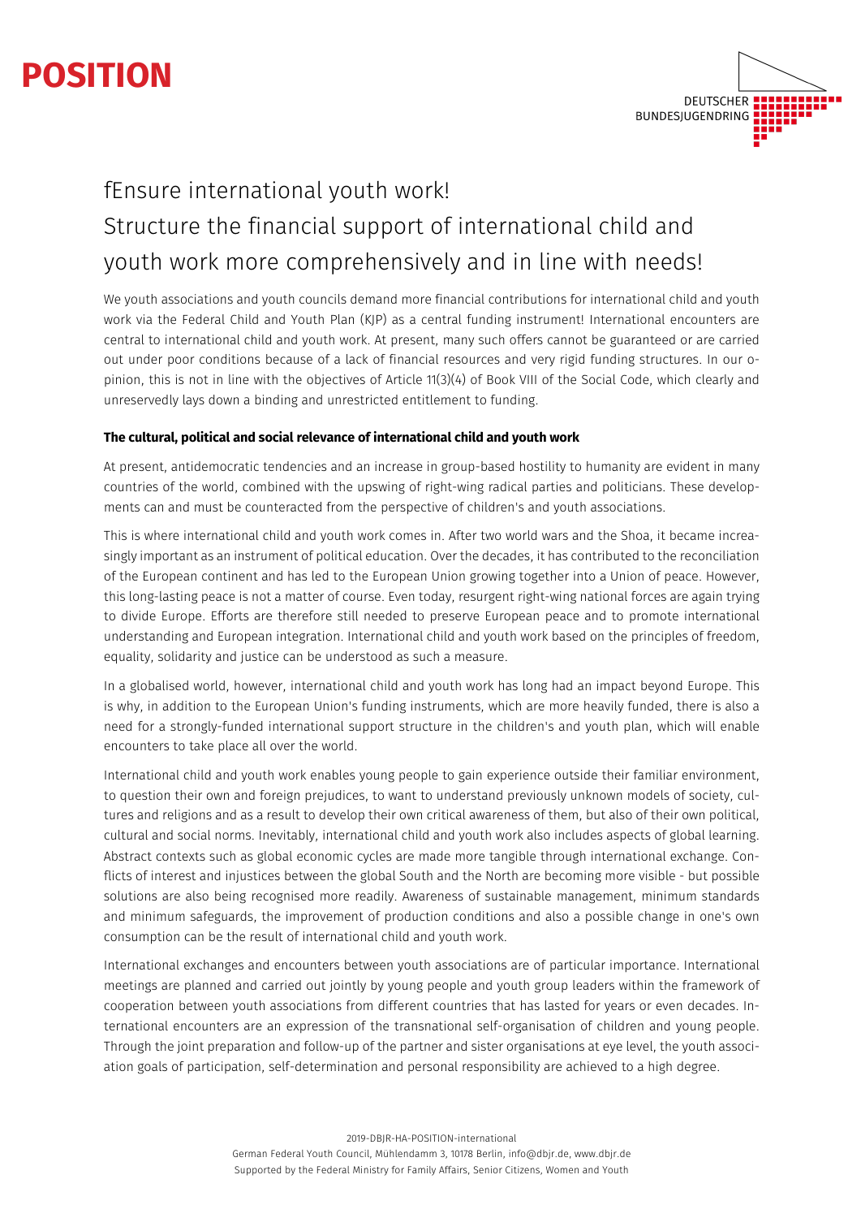# POSITION

DEUTSCHER BUNDESJUGENDRING

## fEnsure international youth work! Structure the financial support of international child and youth work more comprehensively and in line with needs!

We youth associations and youth councils demand more financial contributions for international child and youth work via the Federal Child and Youth Plan (KJP) as a central funding instrument! International encounters are central to international child and youth work. At present, many such offers cannot be guaranteed or are carried out under poor conditions because of a lack of financial resources and very rigid funding structures. In our opinion, this is not in line with the objectives of Article 11(3)(4) of Book VIII of the Social Code, which clearly and unreservedly lays down a binding and unrestricted entitlement to funding.

**The cultural, political and social relevance of international child and youth work**

At present, antidemocratic tendencies and an increase in group-based hostility to humanity are evident in many countries of the world, combined with the upswing of right-wing radical parties and politicians. These developments can and must be counteracted from the perspective of children's and youth associations.

This is where international child and youth work comes in. After two world wars and the Shoa, it became increasingly important as an instrument of political education. Over the decades, it has contributed to the reconciliation of the European continent and has led to the European Union growing together into a Union of peace. However, this long-lasting peace is not a matter of course. Even today, resurgent right-wing national forces are again trying to divide Europe. Efforts are therefore still needed to preserve European peace and to promote international understanding and European integration. International child and youth work based on the principles of freedom, equality, solidarity and justice can be understood as such a measure.

In a globalised world, however, international child and youth work has long had an impact beyond Europe. This is why, in addition to the European Union's funding instruments, which are more heavily funded, there is also a need for a strongly-funded international support structure in the children's and youth plan, which will enable encounters to take place all over the world.

International child and youth work enables young people to gain experience outside their familiar environment, to question their own and foreign prejudices, to want to understand previously unknown models of society, cultures and religions and as a result to develop their own critical awareness of them, but also of their own political, cultural and social norms. Inevitably, international child and youth work also includes aspects of global learning. Abstract contexts such as global economic cycles are made more tangible through international exchange. Conflicts of interest and injustices between the global South and the North are becoming more visible - but possible solutions are also being recognised more readily. Awareness of sustainable management, minimum standards and minimum safeguards, the improvement of production conditions and also a possible change in one's own consumption can be the result of international child and youth work.

International exchanges and encounters between youth associations are of particular importance. International meetings are planned and carried out jointly by young people and youth group leaders within the framework of cooperation between youth associations from different countries that has lasted for years or even decades. International encounters are an expression of the transnational self-organisation of children and young people. Through the joint preparation and follow-up of the partner and sister organisations at eye level, the youth association goals of participation, self-determination and personal responsibility are achieved to a high degree.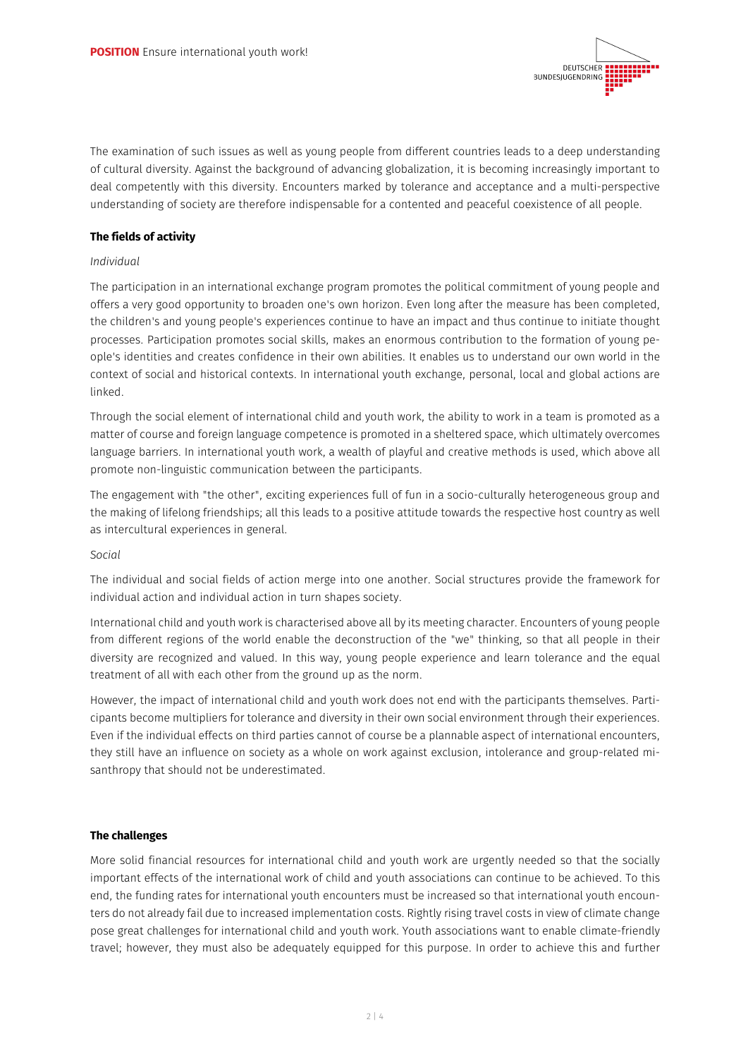The examination of such issues as well as young people from different countries leads to a deep understanding of cultural diversity. Against the background of advancing globalization, it is becoming increasingly important to deal competently with this diversity. Encounters marked by tolerance and acceptance and a multi-perspective understanding of society are therefore indispensable for a contented and peaceful coexistence of all people.

**The fields of activity**

*Individual*

The participation in an international exchange program promotes the political commitment of young people and offers a very good opportunity to broaden one's own horizon. Even long after the measure has been completed, the children's and young people's experiences continue to have an impact and thus continue to initiate thought processes. Participation promotes social skills, makes an enormous contribution to the formation of young people's identities and creates confidence in their own abilities. It enables us to understand our own world in the context of social and historical contexts. In international youth exchange, personal, local and global actions are linked.

Through the social element of international child and youth work, the ability to work in a team is promoted as a matter of course and foreign language competence is promoted in a sheltered space, which ultimately overcomes language barriers. In international youth work, a wealth of playful and creative methods is used, which above all promote non-linguistic communication between the participants.

The engagement with "the other", exciting experiences full of fun in a socio-culturally heterogeneous group and the making of lifelong friendships; all this leads to a positive attitude towards the respective host country as well as intercultural experiences in general.

*Social*

The individual and social fields of action merge into one another. Social structures provide the framework for individual action and individual action in turn shapes society.

International child and youth work is characterised above all by its meeting character. Encounters of young people from different regions of the world enable the deconstruction of the "we" thinking, so that all people in their diversity are recognized and valued. In this way, young people experience and learn tolerance and the equal treatment of all with each other from the ground up as the norm.

However, the impact of international child and youth work does not end with the participants themselves. Participants become multipliers for tolerance and diversity in their own social environment through their experiences. Even if the individual effects on third parties cannot of course be a plannable aspect of international encounters, they still have an influence on society as a whole on work against exclusion, intolerance and group-related misanthropy that should not be underestimated.

**The challenges**

More solid financial resources for international child and youth work are urgently needed so that the socially important effects of the international work of child and youth associations can continue to be achieved. To this end, the funding rates for international youth encounters must be increased so that international youth encounters do not already fail due to increased implementation costs. Rightly rising travel costs in view of climate change pose great challenges for international child and youth work. Youth associations want to enable climate-friendly travel; however, they must also be adequately equipped for this purpose. In order to achieve this and further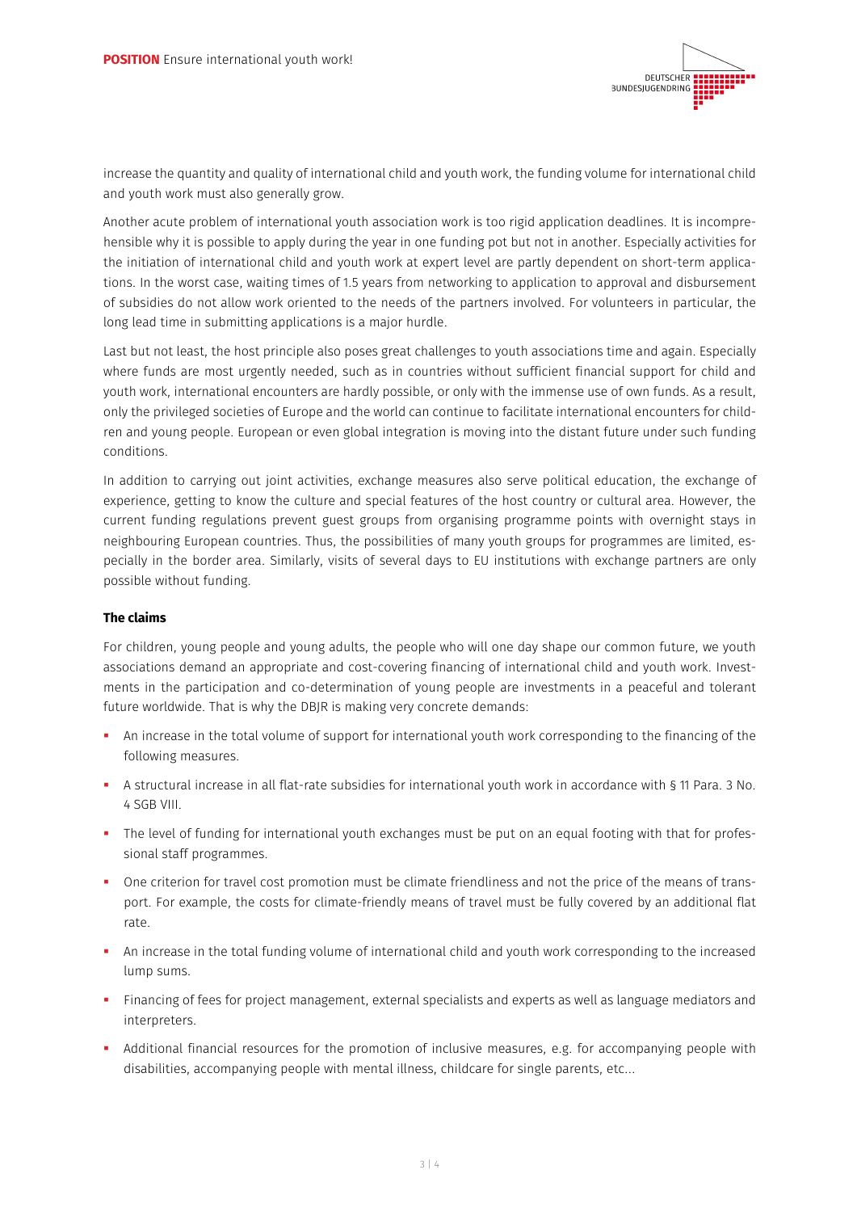increase the quantity and quality of international child and youth work, the funding volume for international child and youth work must also generally grow.

Another acute problem of international youth association work is too rigid application deadlines. It is incomprehensible why it is possible to apply during the year in one funding pot but not in another. Especially activities for the initiation of international child and youth work at expert level are partly dependent on short-term applications. In the worst case, waiting times of 1.5 years from networking to application to approval and disbursement of subsidies do not allow work oriented to the needs of the partners involved. For volunteers in particular, the long lead time in submitting applications is a major hurdle.

Last but not least, the host principle also poses great challenges to youth associations time and again. Especially where funds are most urgently needed, such as in countries without sufficient financial support for child and youth work, international encounters are hardly possible, or only with the immense use of own funds. As a result, only the privileged societies of Europe and the world can continue to facilitate international encounters for children and young people. European or even global integration is moving into the distant future under such funding conditions.

In addition to carrying out joint activities, exchange measures also serve political education, the exchange of experience, getting to know the culture and special features of the host country or cultural area. However, the current funding regulations prevent guest groups from organising programme points with overnight stays in neighbouring European countries. Thus, the possibilities of many youth groups for programmes are limited, especially in the border area. Similarly, visits of several days to EU institutions with exchange partners are only possible without funding.

**The claims**

For children, young people and young adults, the people who will one day shape our common future, we youth associations demand an appropriate and cost-covering financing of international child and youth work. Investments in the participation and co-determination of young people are investments in a peaceful and tolerant future worldwide. That is why the DBJR is making very concrete demands:

- An increase in the total volume of support for international youth work corresponding to the financing of the following measures.
- A structural increase in all flat-rate subsidies for international youth work in accordance with § 11 Para. 3 No. 4 SGB VIII.
- The level of funding for international youth exchanges must be put on an equal footing with that for professional staff programmes.
- One criterion for travel cost promotion must be climate friendliness and not the price of the means of transport. For example, the costs for climate-friendly means of travel must be fully covered by an additional flat rate.
- An increase in the total funding volume of international child and youth work corresponding to the increased lump sums.
- Financing of fees for project management, external specialists and experts as well as language mediators and interpreters.
- Additional financial resources for the promotion of inclusive measures, e.g. for accompanying people with disabilities, accompanying people with mental illness, childcare for single parents, etc...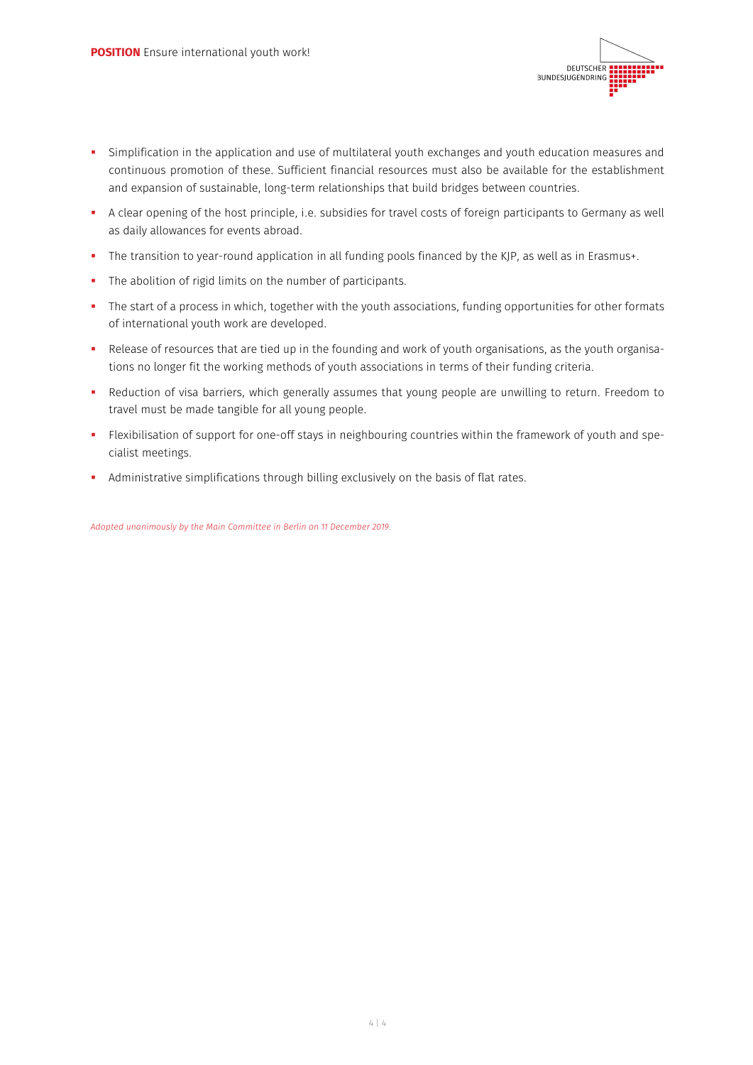- Simplification in the application and use of multilateral youth exchanges and youth education measures and continuous promotion of these. Sufficient financial resources must also be available for the establishment and expansion of sustainable, long-term relationships that build bridges between countries.
- A clear opening of the host principle, i.e. subsidies for travel costs of foreign participants to Germany as well as daily allowances for events abroad.
- The transition to year-round application in all funding pools financed by the KJP, as well as in Erasmus+.
- The abolition of rigid limits on the number of participants.
- The start of a process in which, together with the youth associations, funding opportunities for other formats of international youth work are developed.
- Release of resources that are tied up in the founding and work of youth organisations, as the youth organisations no longer fit the working methods of youth associations in terms of their funding criteria.
- Reduction of visa barriers, which generally assumes that young people are unwilling to return. Freedom to travel must be made tangible for all young people.
- Flexibilisation of support for one-off stays in neighbouring countries within the framework of youth and specialist meetings.
- Administrative simplifications through billing exclusively on the basis of flat rates.

*Adopted unanimously by the Main Committee in Berlin on 11 December 2019.*